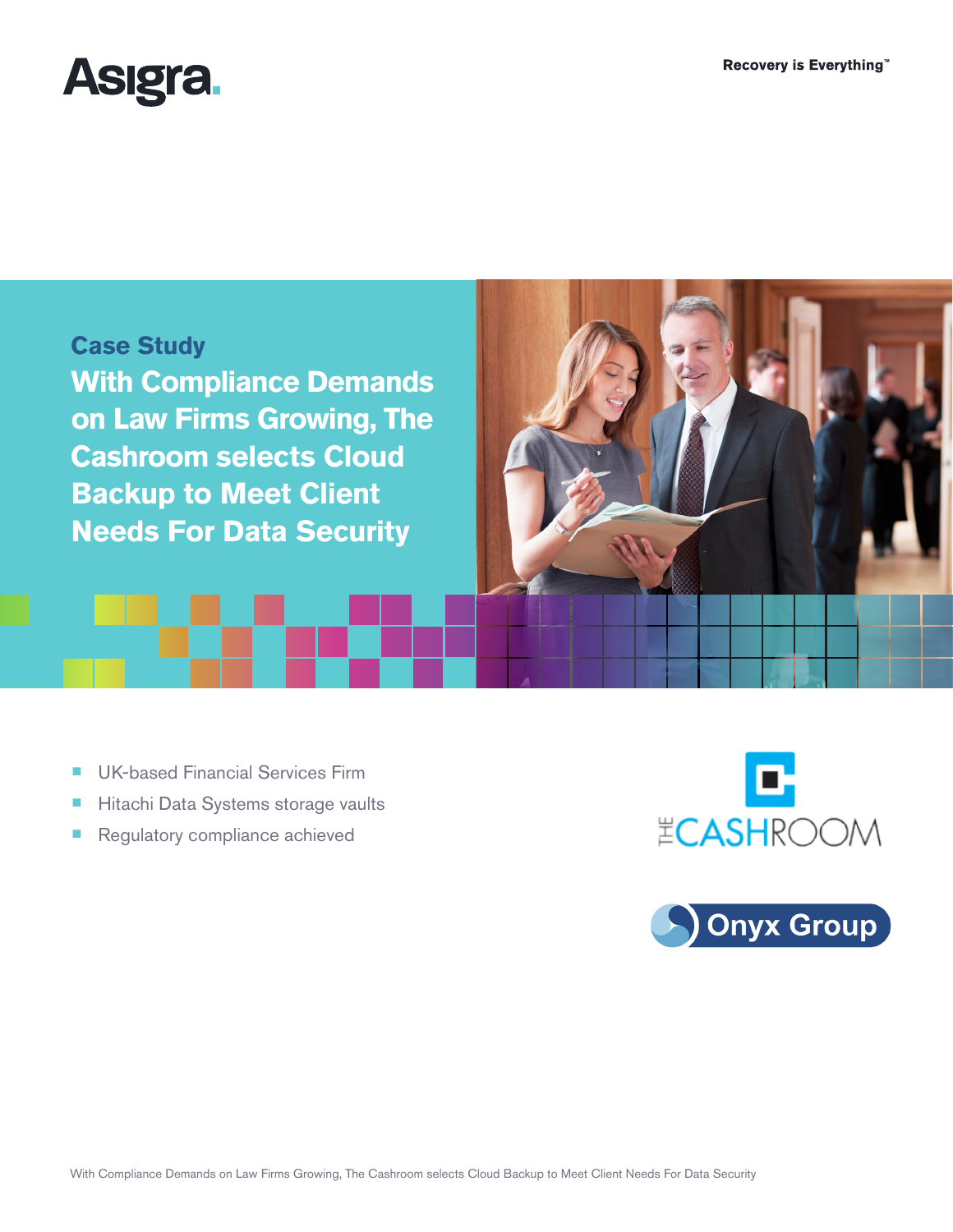Asigra

Recovery is Everything™

## Case Study

# With Compliance Demands on Law Firms Growing, The Cashroom selects Cloud Backup to Meet Client Needs For Data Security

- UK-based Financial Services Firm
- Hitachi Data Systems storage vaults
- Regulatory compliance achieved

THE CASHROOM

Onyx Group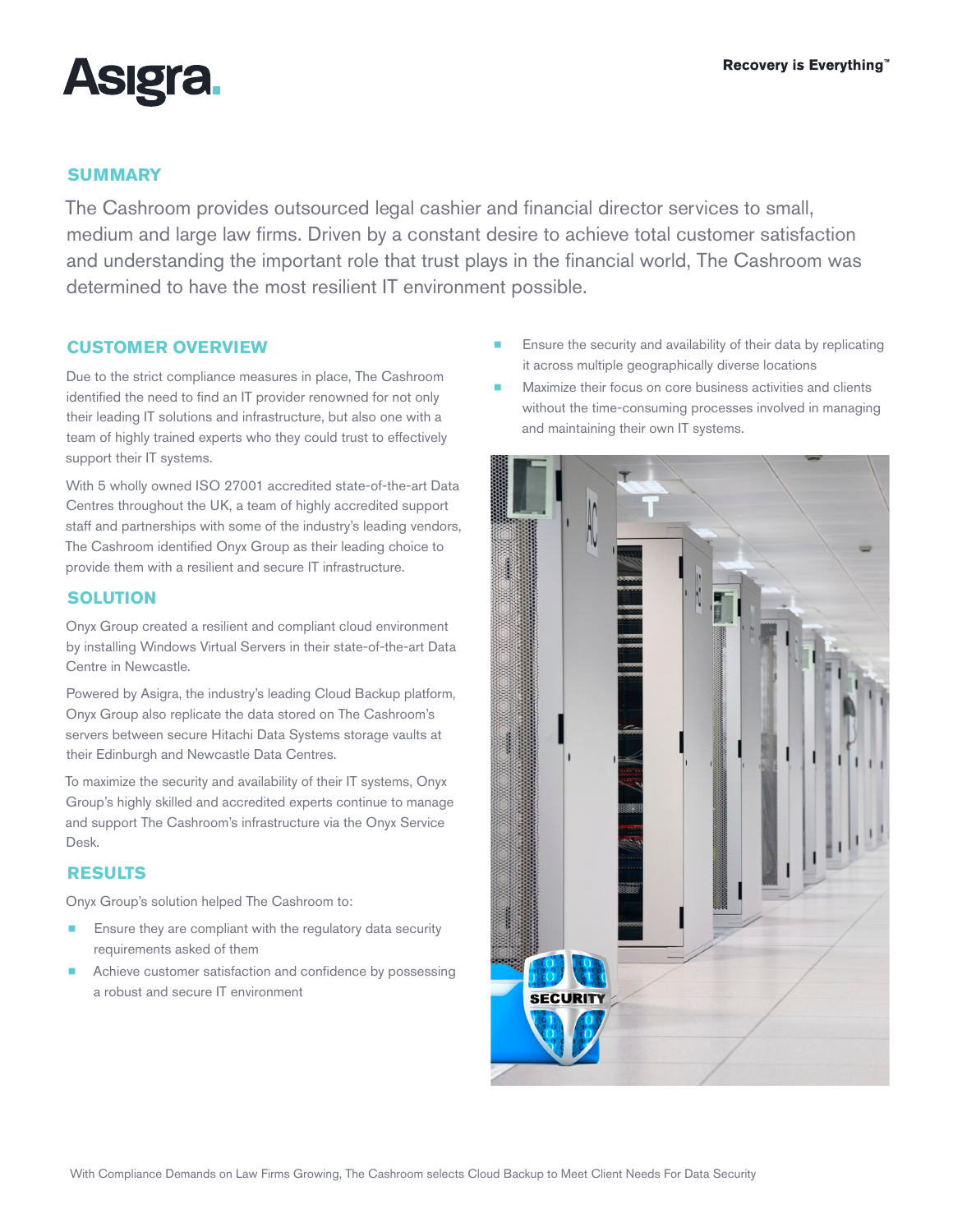## SUMMARY

The Cashroom provides outsourced legal cashier and financial director services to small, medium and large law firms. Driven by a constant desire to achieve total customer satisfaction and understanding the important role that trust plays in the financial world, The Cashroom was determined to have the most resilient IT environment possible.

## CUSTOMER OVERVIEW

Due to the strict compliance measures in place, The Cashroom identified the need to find an IT provider renowned for not only their leading IT solutions and infrastructure, but also one with a team of highly trained experts who they could trust to effectively support their IT systems.

With 5 wholly owned ISO 27001 accredited state-of-the-art Data Centres throughout the UK, a team of highly accredited support staff and partnerships with some of the industry's leading vendors, The Cashroom identified Onyx Group as their leading choice to provide them with a resilient and secure IT infrastructure.

## SOLUTION

Onyx Group created a resilient and compliant cloud environment by installing Windows Virtual Servers in their state-of-the-art Data Centre in Newcastle.

Powered by Asigra, the industry's leading Cloud Backup platform, Onyx Group also replicate the data stored on The Cashroom's servers between secure Hitachi Data Systems storage vaults at their Edinburgh and Newcastle Data Centres.

To maximize the security and availability of their IT systems, Onyx Group's highly skilled and accredited experts continue to manage and support The Cashroom's infrastructure via the Onyx Service Desk.

## RESULTS

Onyx Group's solution helped The Cashroom to:

- Ensure they are compliant with the regulatory data security requirements asked of them
- Achieve customer satisfaction and confidence by possessing a robust and secure IT environment
- Ensure the security and availability of their data by replicating it across multiple geographically diverse locations
- Maximize their focus on core business activities and clients without the time-consuming processes involved in managing and maintaining their own IT systems.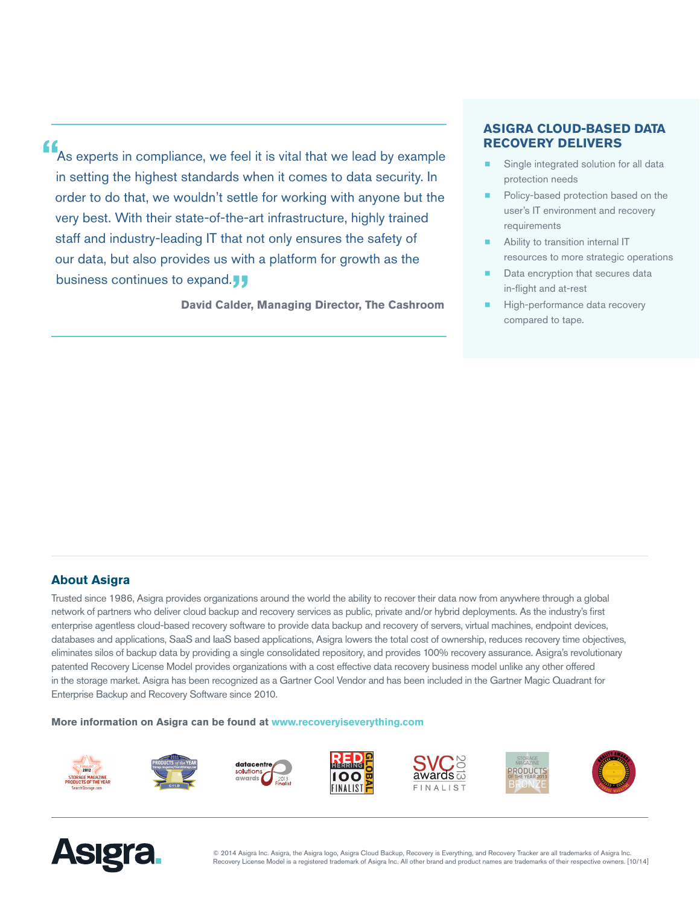> "As experts in compliance, we feel it is vital that we lead by example in setting the highest standards when it comes to data security. In order to do that, we wouldn't settle for working with anyone but the very best. With their state-of-the-art infrastructure, highly trained staff and industry-leading IT that not only ensures the safety of our data, but also provides us with a platform for growth as the business continues to expand."
>
> **David Calder, Managing Director, The Cashroom**

## ASIGRA CLOUD-BASED DATA RECOVERY DELIVERS

- Single integrated solution for all data protection needs
- Policy-based protection based on the user's IT environment and recovery requirements
- Ability to transition internal IT resources to more strategic operations
- Data encryption that secures data in-flight and at-rest
- High-performance data recovery compared to tape.

## About Asigra

Trusted since 1986, Asigra provides organizations around the world the ability to recover their data now from anywhere through a global network of partners who deliver cloud backup and recovery services as public, private and/or hybrid deployments. As the industry's first enterprise agentless cloud-based recovery software to provide data backup and recovery of servers, virtual machines, endpoint devices, databases and applications, SaaS and IaaS based applications, Asigra lowers the total cost of ownership, reduces recovery time objectives, eliminates silos of backup data by providing a single consolidated repository, and provides 100% recovery assurance. Asigra's revolutionary patented Recovery License Model provides organizations with a cost effective data recovery business model unlike any other offered in the storage market. Asigra has been recognized as a Gartner Cool Vendor and has been included in the Gartner Magic Quadrant for Enterprise Backup and Recovery Software since 2010.

**More information on Asigra can be found at www.recoveryiseverything.com**

© 2014 Asigra Inc. Asigra, the Asigra logo, Asigra Cloud Backup, Recovery is Everything, and Recovery Tracker are all trademarks of Asigra Inc. Recovery License Model is a registered trademark of Asigra Inc. All other brand and product names are trademarks of their respective owners. [10/14]